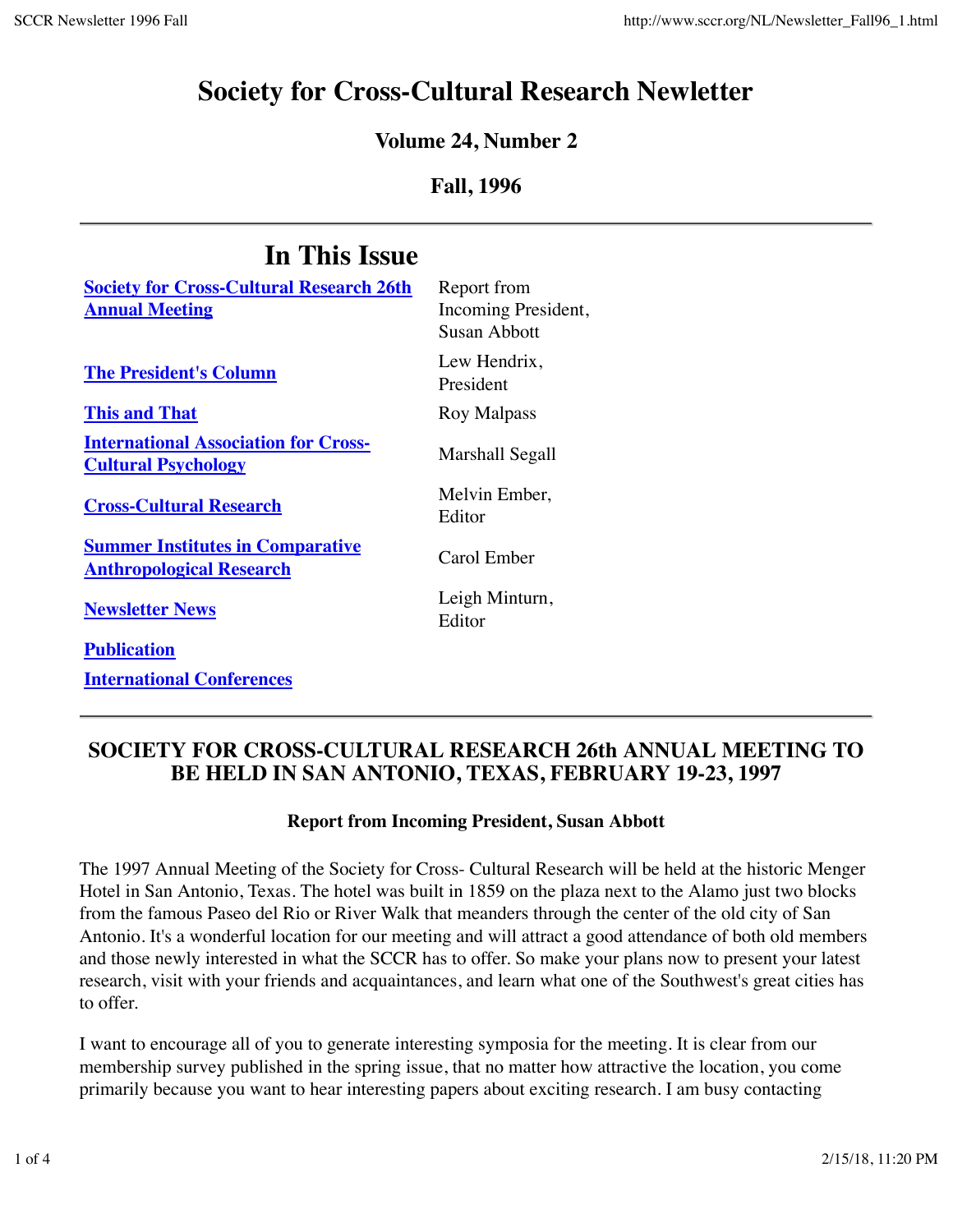# Society for Cross-Cultural Research Newsletter

### Volume 24, Number 2

### Fall, 1996

## In This Issue

| | |
|---|---|
| [Society for Cross-Cultural Research 26th Annual Meeting]() | Report from Incoming President, Susan Abbott |
| [The President's Column]() | Lew Hendrix, President |
| [This and That]() | Roy Malpass |
| [International Association for Cross-Cultural Psychology]() | Marshall Segall |
| [Cross-Cultural Research]() | Melvin Ember, Editor |
| [Summer Institutes in Comparative Anthropological Research]() | Carol Ember |
| [Newsletter News]() | Leigh Minturn, Editor |
| [Publication]() | |
| [International Conferences]() | |

## SOCIETY FOR CROSS-CULTURAL RESEARCH 26th ANNUAL MEETING TO BE HELD IN SAN ANTONIO, TEXAS, FEBRUARY 19-23, 1997

### Report from Incoming President, Susan Abbott

The 1997 Annual Meeting of the Society for Cross- Cultural Research will be held at the historic Menger Hotel in San Antonio, Texas. The hotel was built in 1859 on the plaza next to the Alamo just two blocks from the famous Paseo del Rio or River Walk that meanders through the center of the old city of San Antonio. It's a wonderful location for our meeting and will attract a good attendance of both old members and those newly interested in what the SCCR has to offer. So make your plans now to present your latest research, visit with your friends and acquaintances, and learn what one of the Southwest's great cities has to offer.

I want to encourage all of you to generate interesting symposia for the meeting. It is clear from our membership survey published in the spring issue, that no matter how attractive the location, you come primarily because you want to hear interesting papers about exciting research. I am busy contacting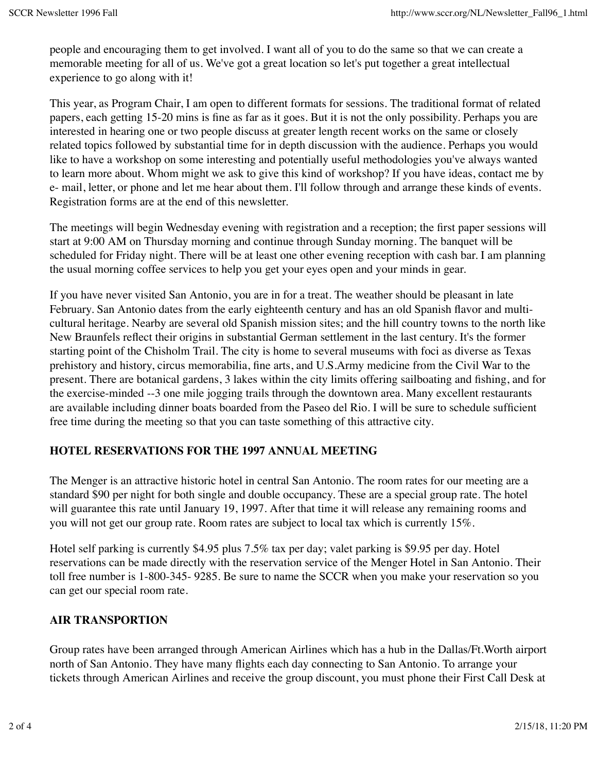people and encouraging them to get involved. I want all of you to do the same so that we can create a memorable meeting for all of us. We've got a great location so let's put together a great intellectual experience to go along with it!

This year, as Program Chair, I am open to different formats for sessions. The traditional format of related papers, each getting 15-20 mins is fine as far as it goes. But it is not the only possibility. Perhaps you are interested in hearing one or two people discuss at greater length recent works on the same or closely related topics followed by substantial time for in depth discussion with the audience. Perhaps you would like to have a workshop on some interesting and potentially useful methodologies you've always wanted to learn more about. Whom might we ask to give this kind of workshop? If you have ideas, contact me by e- mail, letter, or phone and let me hear about them. I'll follow through and arrange these kinds of events. Registration forms are at the end of this newsletter.

The meetings will begin Wednesday evening with registration and a reception; the first paper sessions will start at 9:00 AM on Thursday morning and continue through Sunday morning. The banquet will be scheduled for Friday night. There will be at least one other evening reception with cash bar. I am planning the usual morning coffee services to help you get your eyes open and your minds in gear.

If you have never visited San Antonio, you are in for a treat. The weather should be pleasant in late February. San Antonio dates from the early eighteenth century and has an old Spanish flavor and multi-cultural heritage. Nearby are several old Spanish mission sites; and the hill country towns to the north like New Braunfels reflect their origins in substantial German settlement in the last century. It's the former starting point of the Chisholm Trail. The city is home to several museums with foci as diverse as Texas prehistory and history, circus memorabilia, fine arts, and U.S.Army medicine from the Civil War to the present. There are botanical gardens, 3 lakes within the city limits offering sailboating and fishing, and for the exercise-minded --3 one mile jogging trails through the downtown area. Many excellent restaurants are available including dinner boats boarded from the Paseo del Rio. I will be sure to schedule sufficient free time during the meeting so that you can taste something of this attractive city.

### HOTEL RESERVATIONS FOR THE 1997 ANNUAL MEETING

The Menger is an attractive historic hotel in central San Antonio. The room rates for our meeting are a standard $90 per night for both single and double occupancy. These are a special group rate. The hotel will guarantee this rate until January 19, 1997. After that time it will release any remaining rooms and you will not get our group rate. Room rates are subject to local tax which is currently 15%.

Hotel self parking is currently $4.95 plus 7.5% tax per day; valet parking is $9.95 per day. Hotel reservations can be made directly with the reservation service of the Menger Hotel in San Antonio. Their toll free number is 1-800-345- 9285. Be sure to name the SCCR when you make your reservation so you can get our special room rate.

### AIR TRANSPORTION

Group rates have been arranged through American Airlines which has a hub in the Dallas/Ft.Worth airport north of San Antonio. They have many flights each day connecting to San Antonio. To arrange your tickets through American Airlines and receive the group discount, you must phone their First Call Desk at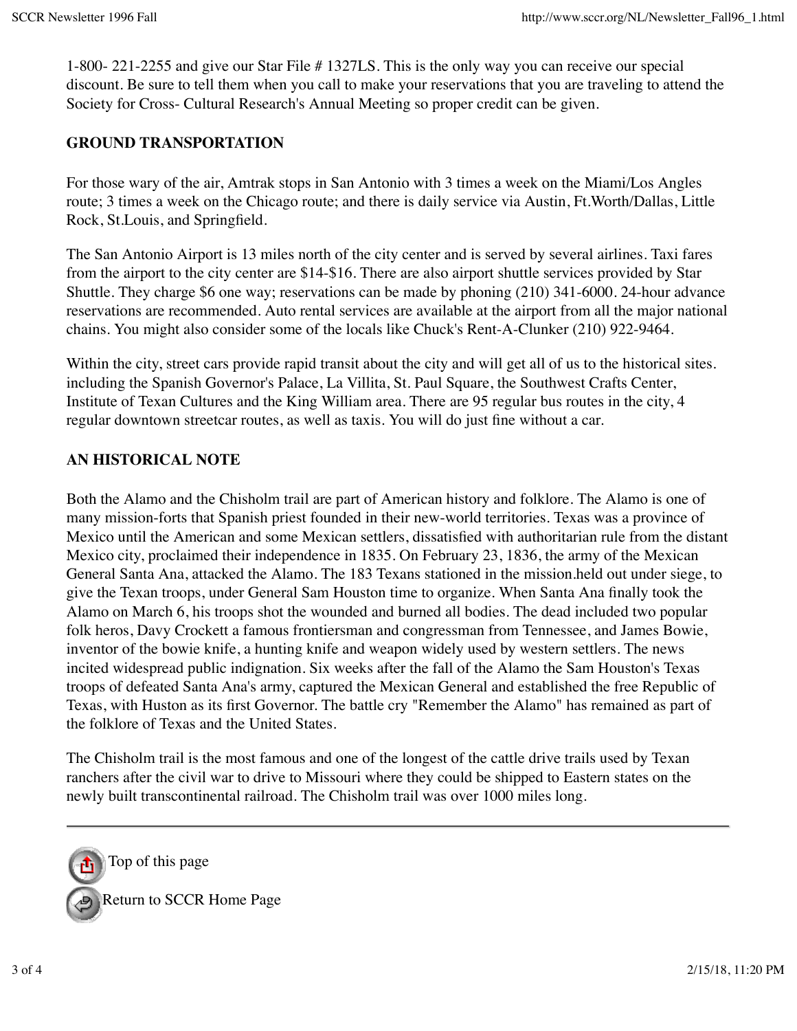1-800- 221-2255 and give our Star File # 1327LS. This is the only way you can receive our special discount. Be sure to tell them when you call to make your reservations that you are traveling to attend the Society for Cross- Cultural Research's Annual Meeting so proper credit can be given.

**GROUND TRANSPORTATION**

For those wary of the air, Amtrak stops in San Antonio with 3 times a week on the Miami/Los Angles route; 3 times a week on the Chicago route; and there is daily service via Austin, Ft.Worth/Dallas, Little Rock, St.Louis, and Springfield.

The San Antonio Airport is 13 miles north of the city center and is served by several airlines. Taxi fares from the airport to the city center are $14-$16. There are also airport shuttle services provided by Star Shuttle. They charge $6 one way; reservations can be made by phoning (210) 341-6000. 24-hour advance reservations are recommended. Auto rental services are available at the airport from all the major national chains. You might also consider some of the locals like Chuck's Rent-A-Clunker (210) 922-9464.

Within the city, street cars provide rapid transit about the city and will get all of us to the historical sites. including the Spanish Governor's Palace, La Villita, St. Paul Square, the Southwest Crafts Center, Institute of Texan Cultures and the King William area. There are 95 regular bus routes in the city, 4 regular downtown streetcar routes, as well as taxis. You will do just fine without a car.

**AN HISTORICAL NOTE**

Both the Alamo and the Chisholm trail are part of American history and folklore. The Alamo is one of many mission-forts that Spanish priest founded in their new-world territories. Texas was a province of Mexico until the American and some Mexican settlers, dissatisfied with authoritarian rule from the distant Mexico city, proclaimed their independence in 1835. On February 23, 1836, the army of the Mexican General Santa Ana, attacked the Alamo. The 183 Texans stationed in the mission.held out under siege, to give the Texan troops, under General Sam Houston time to organize. When Santa Ana finally took the Alamo on March 6, his troops shot the wounded and burned all bodies. The dead included two popular folk heros, Davy Crockett a famous frontiersman and congressman from Tennessee, and James Bowie, inventor of the bowie knife, a hunting knife and weapon widely used by western settlers. The news incited widespread public indignation. Six weeks after the fall of the Alamo the Sam Houston's Texas troops of defeated Santa Ana's army, captured the Mexican General and established the free Republic of Texas, with Huston as its first Governor. The battle cry "Remember the Alamo" has remained as part of the folklore of Texas and the United States.

The Chisholm trail is the most famous and one of the longest of the cattle drive trails used by Texan ranchers after the civil war to drive to Missouri where they could be shipped to Eastern states on the newly built transcontinental railroad. The Chisholm trail was over 1000 miles long.

---

Top of this page

Return to SCCR Home Page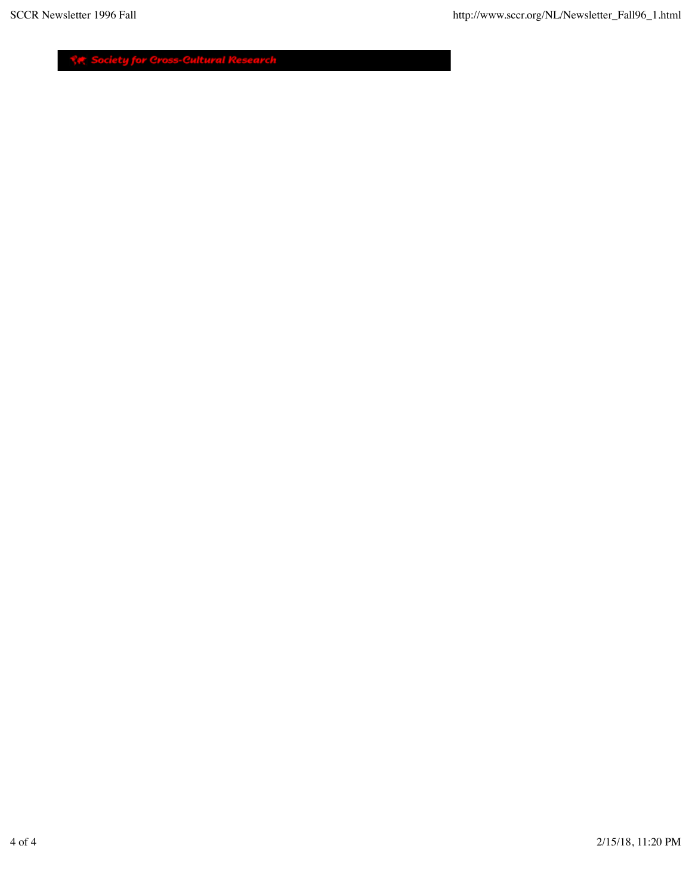Society for Cross-Cultural Research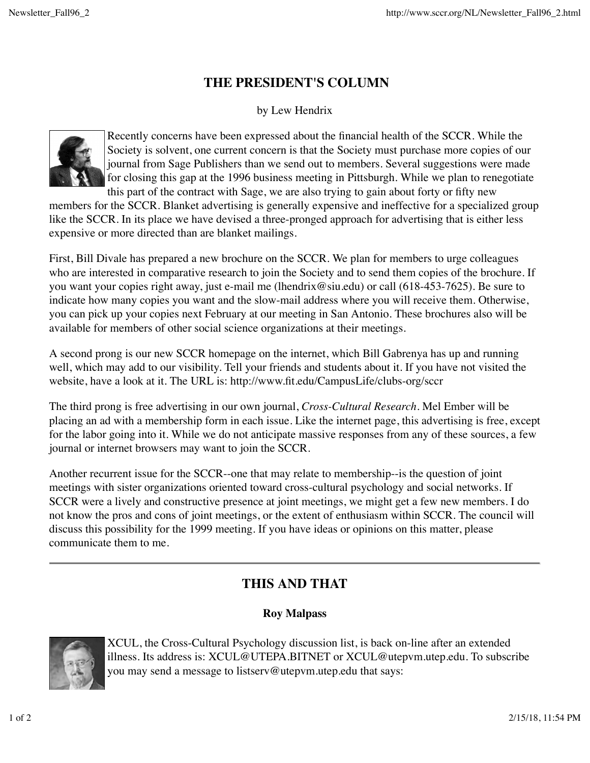## THE PRESIDENT'S COLUMN

by Lew Hendrix

Recently concerns have been expressed about the financial health of the SCCR. While the Society is solvent, one current concern is that the Society must purchase more copies of our journal from Sage Publishers than we send out to members. Several suggestions were made for closing this gap at the 1996 business meeting in Pittsburgh. While we plan to renegotiate this part of the contract with Sage, we are also trying to gain about forty or fifty new members for the SCCR. Blanket advertising is generally expensive and ineffective for a specialized group like the SCCR. In its place we have devised a three-pronged approach for advertising that is either less expensive or more directed than are blanket mailings.

First, Bill Divale has prepared a new brochure on the SCCR. We plan for members to urge colleagues who are interested in comparative research to join the Society and to send them copies of the brochure. If you want your copies right away, just e-mail me (lhendrix@siu.edu) or call (618-453-7625). Be sure to indicate how many copies you want and the slow-mail address where you will receive them. Otherwise, you can pick up your copies next February at our meeting in San Antonio. These brochures also will be available for members of other social science organizations at their meetings.

A second prong is our new SCCR homepage on the internet, which Bill Gabrenya has up and running well, which may add to our visibility. Tell your friends and students about it. If you have not visited the website, have a look at it. The URL is: http://www.fit.edu/CampusLife/clubs-org/sccr

The third prong is free advertising in our own journal, *Cross-Cultural Research*. Mel Ember will be placing an ad with a membership form in each issue. Like the internet page, this advertising is free, except for the labor going into it. While we do not anticipate massive responses from any of these sources, a few journal or internet browsers may want to join the SCCR.

Another recurrent issue for the SCCR--one that may relate to membership--is the question of joint meetings with sister organizations oriented toward cross-cultural psychology and social networks. If SCCR were a lively and constructive presence at joint meetings, we might get a few new members. I do not know the pros and cons of joint meetings, or the extent of enthusiasm within SCCR. The council will discuss this possibility for the 1999 meeting. If you have ideas or opinions on this matter, please communicate them to me.

---

## THIS AND THAT

**Roy Malpass**

XCUL, the Cross-Cultural Psychology discussion list, is back on-line after an extended illness. Its address is: XCUL@UTEPA.BITNET or XCUL@utepvm.utep.edu. To subscribe you may send a message to listserv@utepvm.utep.edu that says: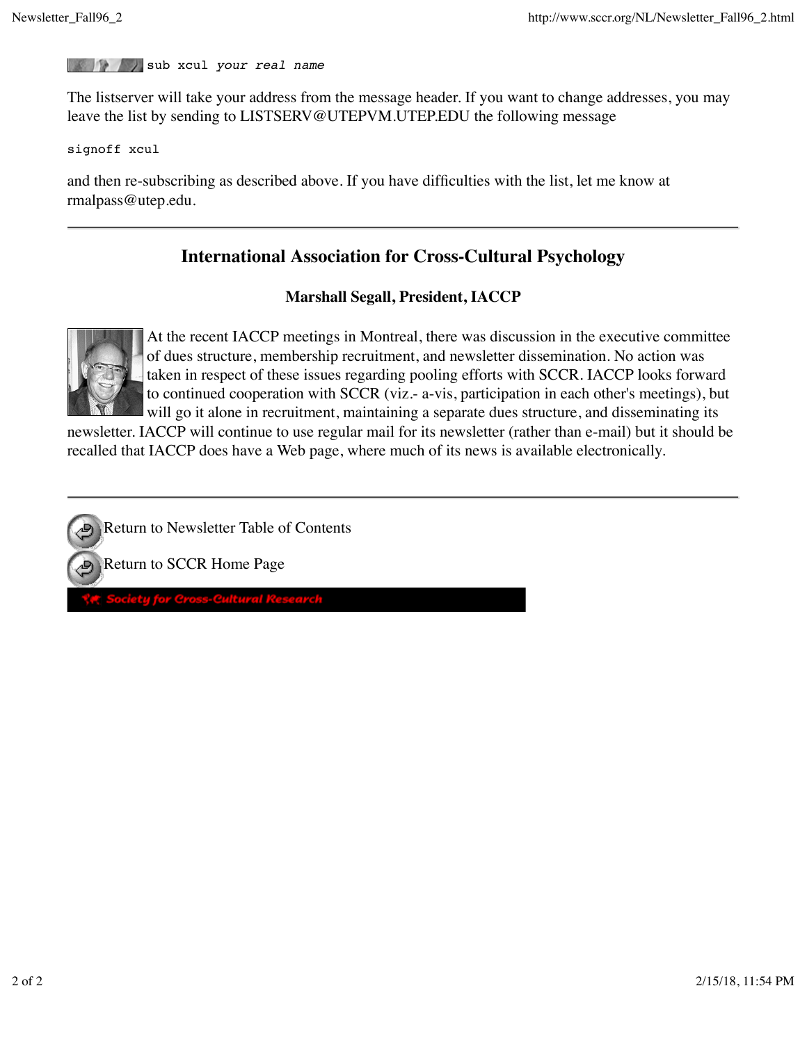```
sub xcul your real name
```

The listserver will take your address from the message header. If you want to change addresses, you may leave the list by sending to LISTSERV@UTEPVM.UTEP.EDU the following message

```
signoff xcul
```

and then re-subscribing as described above. If you have difficulties with the list, let me know at rmalpass@utep.edu.

---

## International Association for Cross-Cultural Psychology

### Marshall Segall, President, IACCP

At the recent IACCP meetings in Montreal, there was discussion in the executive committee of dues structure, membership recruitment, and newsletter dissemination. No action was taken in respect of these issues regarding pooling efforts with SCCR. IACCP looks forward to continued cooperation with SCCR (viz.- a-vis, participation in each other's meetings), but will go it alone in recruitment, maintaining a separate dues structure, and disseminating its newsletter. IACCP will continue to use regular mail for its newsletter (rather than e-mail) but it should be recalled that IACCP does have a Web page, where much of its news is available electronically.

---

Return to Newsletter Table of Contents

Return to SCCR Home Page

Society for Cross-Cultural Research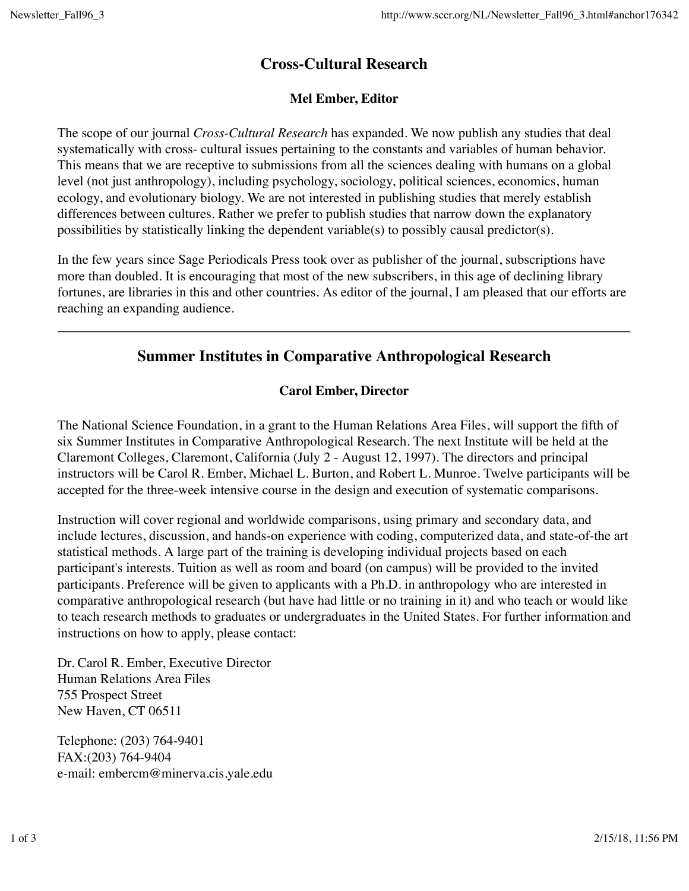## Cross-Cultural Research

### Mel Ember, Editor

The scope of our journal *Cross-Cultural Research* has expanded. We now publish any studies that deal systematically with cross- cultural issues pertaining to the constants and variables of human behavior. This means that we are receptive to submissions from all the sciences dealing with humans on a global level (not just anthropology), including psychology, sociology, political sciences, economics, human ecology, and evolutionary biology. We are not interested in publishing studies that merely establish differences between cultures. Rather we prefer to publish studies that narrow down the explanatory possibilities by statistically linking the dependent variable(s) to possibly causal predictor(s).

In the few years since Sage Periodicals Press took over as publisher of the journal, subscriptions have more than doubled. It is encouraging that most of the new subscribers, in this age of declining library fortunes, are libraries in this and other countries. As editor of the journal, I am pleased that our efforts are reaching an expanding audience.

---

## Summer Institutes in Comparative Anthropological Research

### Carol Ember, Director

The National Science Foundation, in a grant to the Human Relations Area Files, will support the fifth of six Summer Institutes in Comparative Anthropological Research. The next Institute will be held at the Claremont Colleges, Claremont, California (July 2 - August 12, 1997). The directors and principal instructors will be Carol R. Ember, Michael L. Burton, and Robert L. Munroe. Twelve participants will be accepted for the three-week intensive course in the design and execution of systematic comparisons.

Instruction will cover regional and worldwide comparisons, using primary and secondary data, and include lectures, discussion, and hands-on experience with coding, computerized data, and state-of-the art statistical methods. A large part of the training is developing individual projects based on each participant's interests. Tuition as well as room and board (on campus) will be provided to the invited participants. Preference will be given to applicants with a Ph.D. in anthropology who are interested in comparative anthropological research (but have had little or no training in it) and who teach or would like to teach research methods to graduates or undergraduates in the United States. For further information and instructions on how to apply, please contact:

Dr. Carol R. Ember, Executive Director
Human Relations Area Files
755 Prospect Street
New Haven, CT 06511

Telephone: (203) 764-9401
FAX:(203) 764-9404
e-mail: embercm@minerva.cis.yale.edu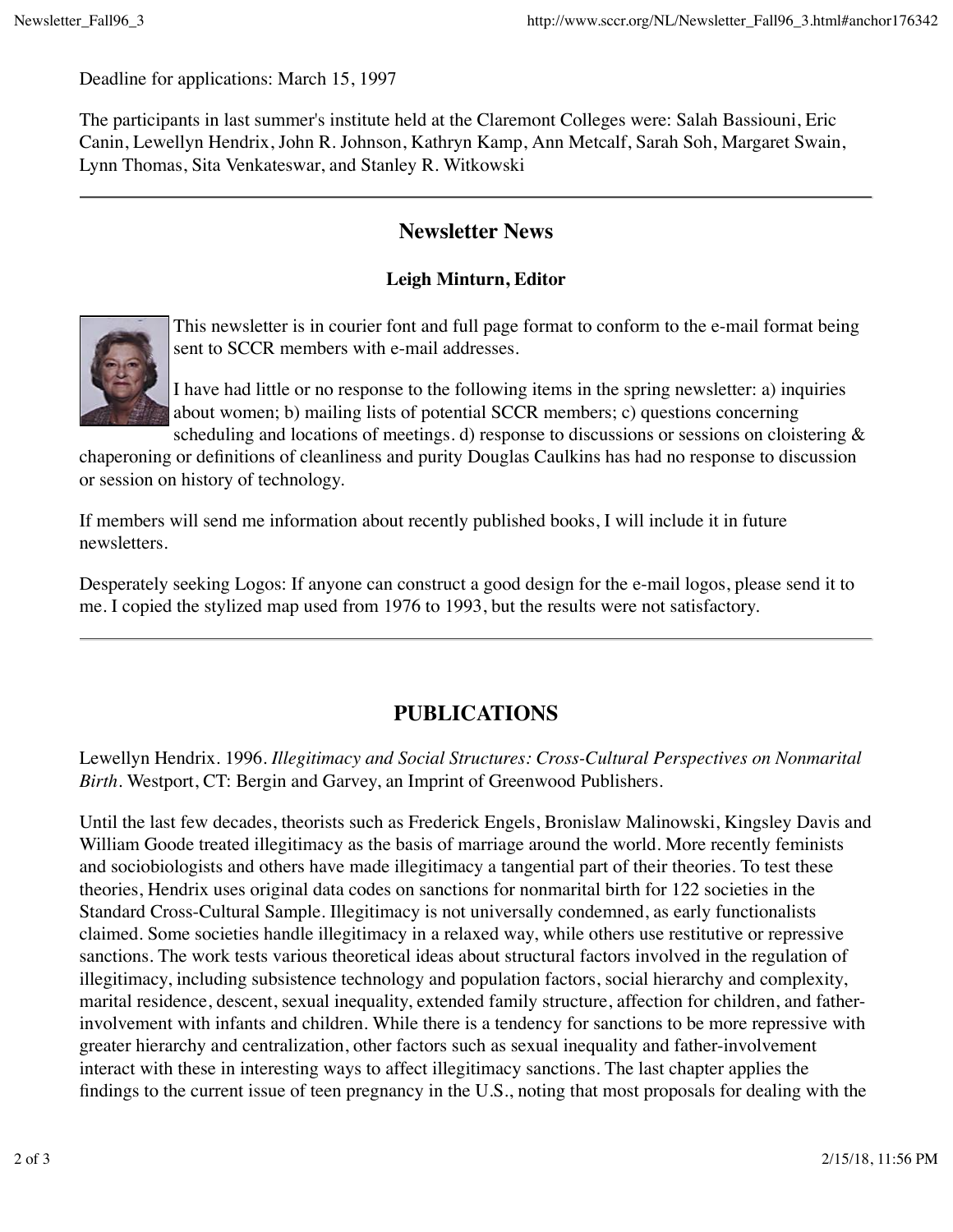Deadline for applications: March 15, 1997

The participants in last summer's institute held at the Claremont Colleges were: Salah Bassiouni, Eric Canin, Lewellyn Hendrix, John R. Johnson, Kathryn Kamp, Ann Metcalf, Sarah Soh, Margaret Swain, Lynn Thomas, Sita Venkateswar, and Stanley R. Witkowski

---

## Newsletter News

### Leigh Minturn, Editor

This newsletter is in courier font and full page format to conform to the e-mail format being sent to SCCR members with e-mail addresses.

I have had little or no response to the following items in the spring newsletter: a) inquiries about women; b) mailing lists of potential SCCR members; c) questions concerning scheduling and locations of meetings. d) response to discussions or sessions on cloistering & chaperoning or definitions of cleanliness and purity Douglas Caulkins has had no response to discussion or session on history of technology.

If members will send me information about recently published books, I will include it in future newsletters.

Desperately seeking Logos: If anyone can construct a good design for the e-mail logos, please send it to me. I copied the stylized map used from 1976 to 1993, but the results were not satisfactory.

---

## PUBLICATIONS

Lewellyn Hendrix. 1996. *Illegitimacy and Social Structures: Cross-Cultural Perspectives on Nonmarital Birth*. Westport, CT: Bergin and Garvey, an Imprint of Greenwood Publishers.

Until the last few decades, theorists such as Frederick Engels, Bronislaw Malinowski, Kingsley Davis and William Goode treated illegitimacy as the basis of marriage around the world. More recently feminists and sociobiologists and others have made illegitimacy a tangential part of their theories. To test these theories, Hendrix uses original data codes on sanctions for nonmarital birth for 122 societies in the Standard Cross-Cultural Sample. Illegitimacy is not universally condemned, as early functionalists claimed. Some societies handle illegitimacy in a relaxed way, while others use restitutive or repressive sanctions. The work tests various theoretical ideas about structural factors involved in the regulation of illegitimacy, including subsistence technology and population factors, social hierarchy and complexity, marital residence, descent, sexual inequality, extended family structure, affection for children, and father-involvement with infants and children. While there is a tendency for sanctions to be more repressive with greater hierarchy and centralization, other factors such as sexual inequality and father-involvement interact with these in interesting ways to affect illegitimacy sanctions. The last chapter applies the findings to the current issue of teen pregnancy in the U.S., noting that most proposals for dealing with the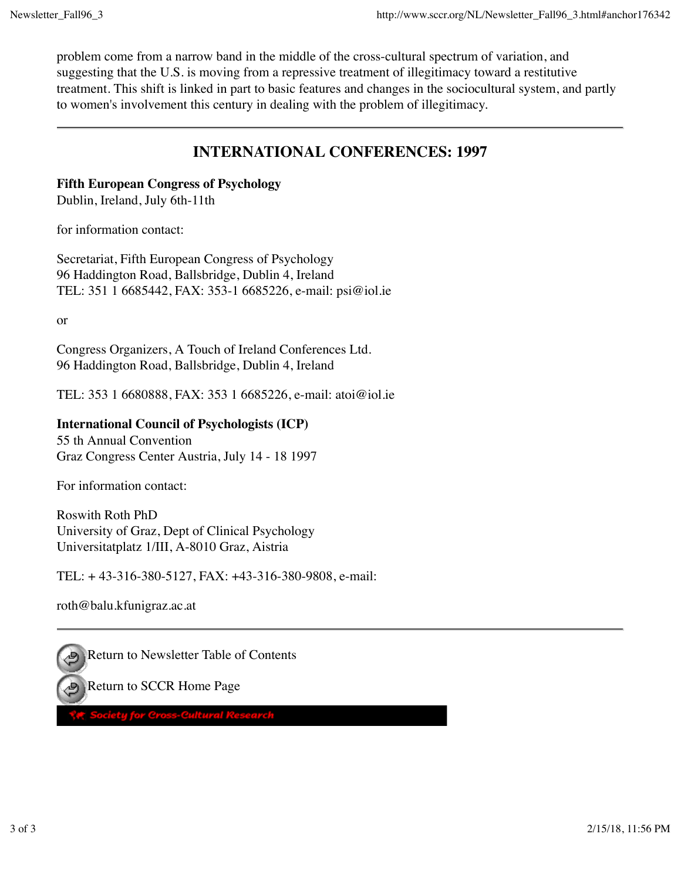problem come from a narrow band in the middle of the cross-cultural spectrum of variation, and suggesting that the U.S. is moving from a repressive treatment of illegitimacy toward a restitutive treatment. This shift is linked in part to basic features and changes in the sociocultural system, and partly to women's involvement this century in dealing with the problem of illegitimacy.

---

## INTERNATIONAL CONFERENCES: 1997

**Fifth European Congress of Psychology**
Dublin, Ireland, July 6th-11th

for information contact:

Secretariat, Fifth European Congress of Psychology
96 Haddington Road, Ballsbridge, Dublin 4, Ireland
TEL: 351 1 6685442, FAX: 353-1 6685226, e-mail: psi@iol.ie

or

Congress Organizers, A Touch of Ireland Conferences Ltd.
96 Haddington Road, Ballsbridge, Dublin 4, Ireland

TEL: 353 1 6680888, FAX: 353 1 6685226, e-mail: atoi@iol.ie

**International Council of Psychologists (ICP)**
55 th Annual Convention
Graz Congress Center Austria, July 14 - 18 1997

For information contact:

Roswith Roth PhD
University of Graz, Dept of Clinical Psychology
Universitatplatz 1/III, A-8010 Graz, Aistria

TEL: + 43-316-380-5127, FAX: +43-316-380-9808, e-mail:

roth@balu.kfunigraz.ac.at

---

Return to Newsletter Table of Contents

Return to SCCR Home Page

Society for Cross-Cultural Research